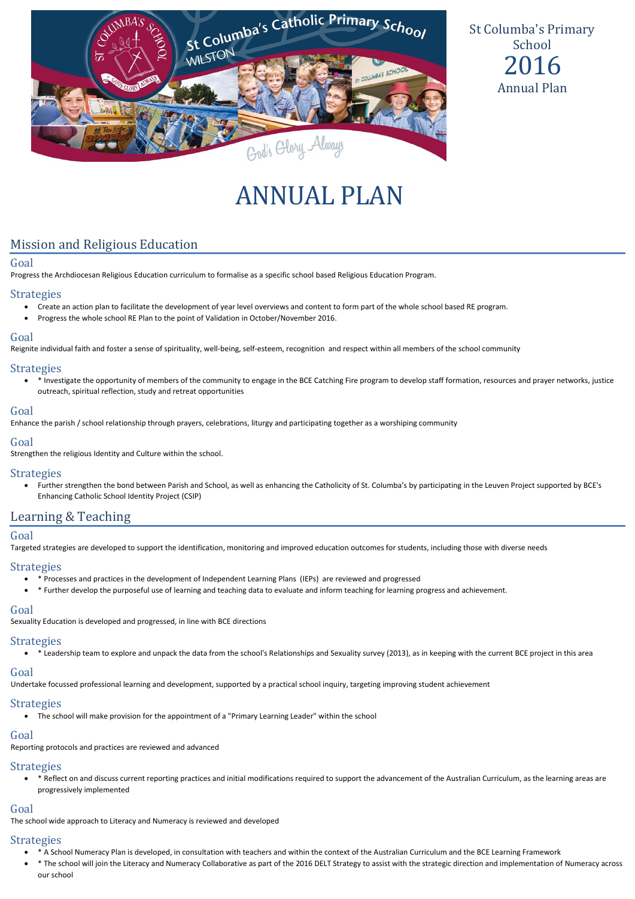St Columba's Primary School
2016
Annual Plan

# ANNUAL PLAN

## Mission and Religious Education

### Goal

Progress the Archdiocesan Religious Education curriculum to formalise as a specific school based Religious Education Program.

### Strategies

- Create an action plan to facilitate the development of year level overviews and content to form part of the whole school based RE program.
- Progress the whole school RE Plan to the point of Validation in October/November 2016.

### Goal

Reignite individual faith and foster a sense of spirituality, well-being, self-esteem, recognition and respect within all members of the school community

### Strategies

- * Investigate the opportunity of members of the community to engage in the BCE Catching Fire program to develop staff formation, resources and prayer networks, justice outreach, spiritual reflection, study and retreat opportunities

### Goal

Enhance the parish / school relationship through prayers, celebrations, liturgy and participating together as a worshiping community

### Goal

Strengthen the religious Identity and Culture within the school.

### Strategies

- Further strengthen the bond between Parish and School, as well as enhancing the Catholicity of St. Columba's by participating in the Leuven Project supported by BCE's Enhancing Catholic School Identity Project (CSIP)

## Learning & Teaching

### Goal

Targeted strategies are developed to support the identification, monitoring and improved education outcomes for students, including those with diverse needs

### Strategies

- * Processes and practices in the development of Independent Learning Plans (IEPs) are reviewed and progressed
- * Further develop the purposeful use of learning and teaching data to evaluate and inform teaching for learning progress and achievement.

### Goal

Sexuality Education is developed and progressed, in line with BCE directions

### Strategies

- * Leadership team to explore and unpack the data from the school's Relationships and Sexuality survey (2013), as in keeping with the current BCE project in this area

### Goal

Undertake focussed professional learning and development, supported by a practical school inquiry, targeting improving student achievement

### Strategies

- The school will make provision for the appointment of a "Primary Learning Leader" within the school

### Goal

Reporting protocols and practices are reviewed and advanced

### Strategies

- * Reflect on and discuss current reporting practices and initial modifications required to support the advancement of the Australian Curriculum, as the learning areas are progressively implemented

### Goal

The school wide approach to Literacy and Numeracy is reviewed and developed

### Strategies

- * A School Numeracy Plan is developed, in consultation with teachers and within the context of the Australian Curriculum and the BCE Learning Framework
- * The school will join the Literacy and Numeracy Collaborative as part of the 2016 DELT Strategy to assist with the strategic direction and implementation of Numeracy across our school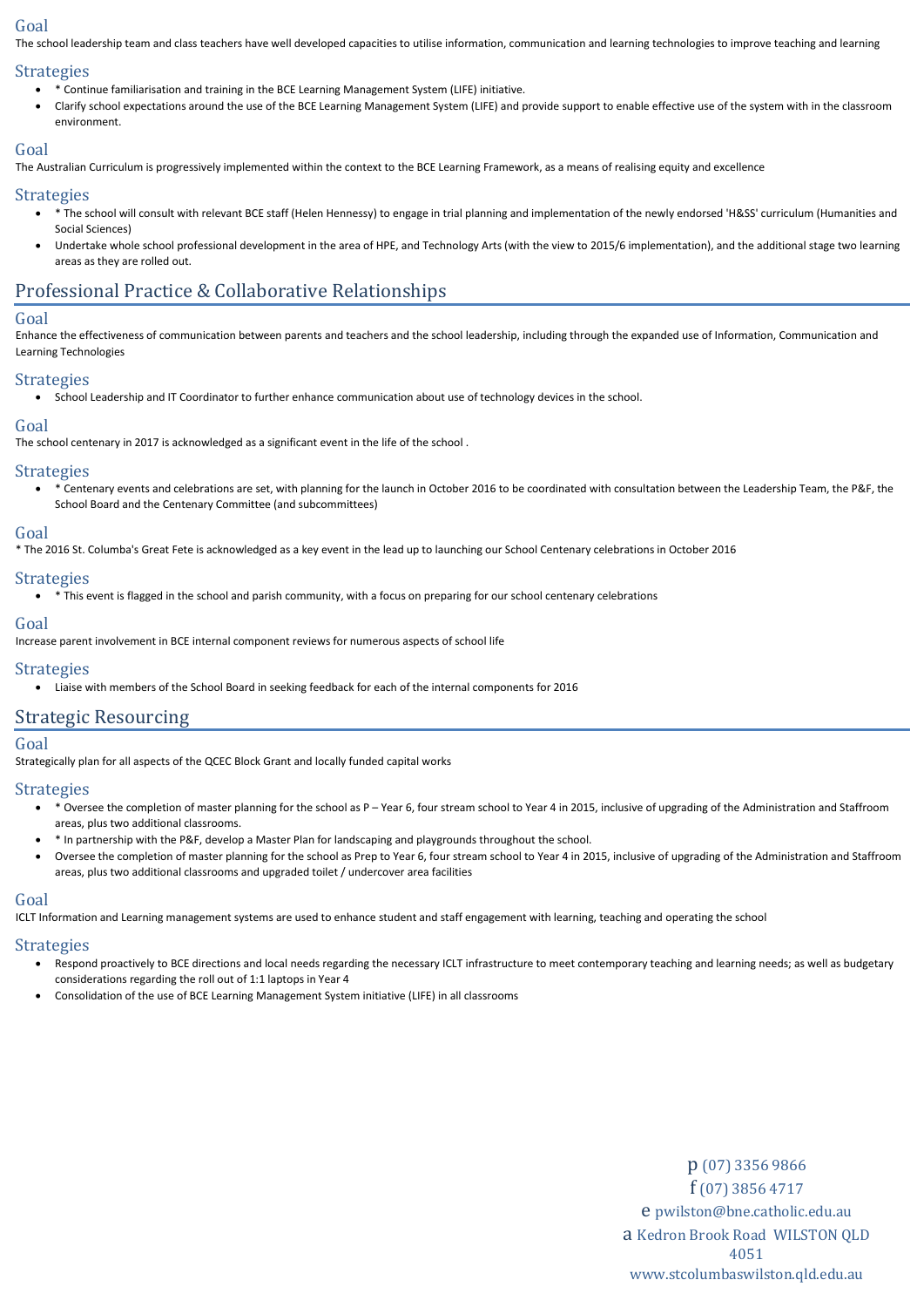### Goal

The school leadership team and class teachers have well developed capacities to utilise information, communication and learning technologies to improve teaching and learning

### Strategies

- * Continue familiarisation and training in the BCE Learning Management System (LIFE) initiative.
- Clarify school expectations around the use of the BCE Learning Management System (LIFE) and provide support to enable effective use of the system with in the classroom environment.

### Goal

The Australian Curriculum is progressively implemented within the context to the BCE Learning Framework, as a means of realising equity and excellence

### Strategies

- * The school will consult with relevant BCE staff (Helen Hennessy) to engage in trial planning and implementation of the newly endorsed 'H&SS' curriculum (Humanities and Social Sciences)
- Undertake whole school professional development in the area of HPE, and Technology Arts (with the view to 2015/6 implementation), and the additional stage two learning areas as they are rolled out.

## Professional Practice & Collaborative Relationships

### Goal

Enhance the effectiveness of communication between parents and teachers and the school leadership, including through the expanded use of Information, Communication and Learning Technologies

### Strategies

- School Leadership and IT Coordinator to further enhance communication about use of technology devices in the school.

### Goal

The school centenary in 2017 is acknowledged as a significant event in the life of the school .

### Strategies

- * Centenary events and celebrations are set, with planning for the launch in October 2016 to be coordinated with consultation between the Leadership Team, the P&F, the School Board and the Centenary Committee (and subcommittees)

### Goal

* The 2016 St. Columba's Great Fete is acknowledged as a key event in the lead up to launching our School Centenary celebrations in October 2016

### Strategies

- * This event is flagged in the school and parish community, with a focus on preparing for our school centenary celebrations

### Goal

Increase parent involvement in BCE internal component reviews for numerous aspects of school life

### Strategies

- Liaise with members of the School Board in seeking feedback for each of the internal components for 2016

## Strategic Resourcing

### Goal

Strategically plan for all aspects of the QCEC Block Grant and locally funded capital works

### Strategies

- * Oversee the completion of master planning for the school as P – Year 6, four stream school to Year 4 in 2015, inclusive of upgrading of the Administration and Staffroom areas, plus two additional classrooms.
- * In partnership with the P&F, develop a Master Plan for landscaping and playgrounds throughout the school.
- Oversee the completion of master planning for the school as Prep to Year 6, four stream school to Year 4 in 2015, inclusive of upgrading of the Administration and Staffroom areas, plus two additional classrooms and upgraded toilet / undercover area facilities

### Goal

ICLT Information and Learning management systems are used to enhance student and staff engagement with learning, teaching and operating the school

### Strategies

- Respond proactively to BCE directions and local needs regarding the necessary ICLT infrastructure to meet contemporary teaching and learning needs; as well as budgetary considerations regarding the roll out of 1:1 laptops in Year 4
- Consolidation of the use of BCE Learning Management System initiative (LIFE) in all classrooms

p (07) 3356 9866
f (07) 3856 4717
e pwilston@bne.catholic.edu.au
a Kedron Brook Road WILSTON QLD 4051
www.stcolumbaswilston.qld.edu.au